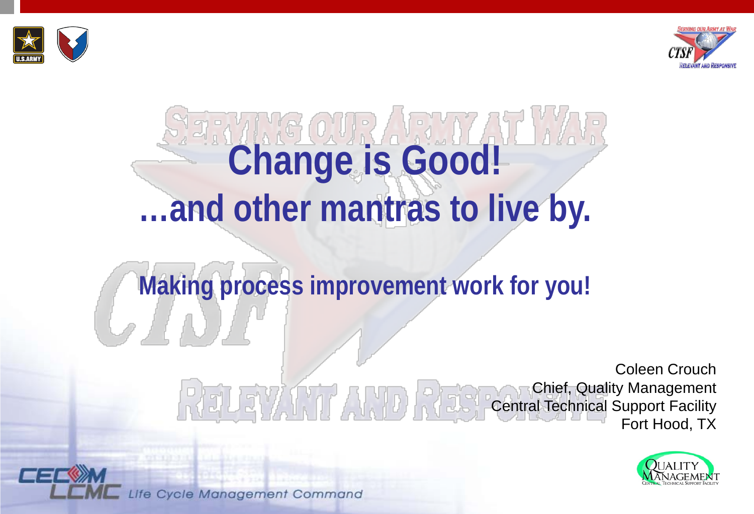# Change is Good!
# …and other mantras to live by.

## Making process improvement work for you!

Coleen Crouch
Chief, Quality Management
Central Technical Support Facility
Fort Hood, TX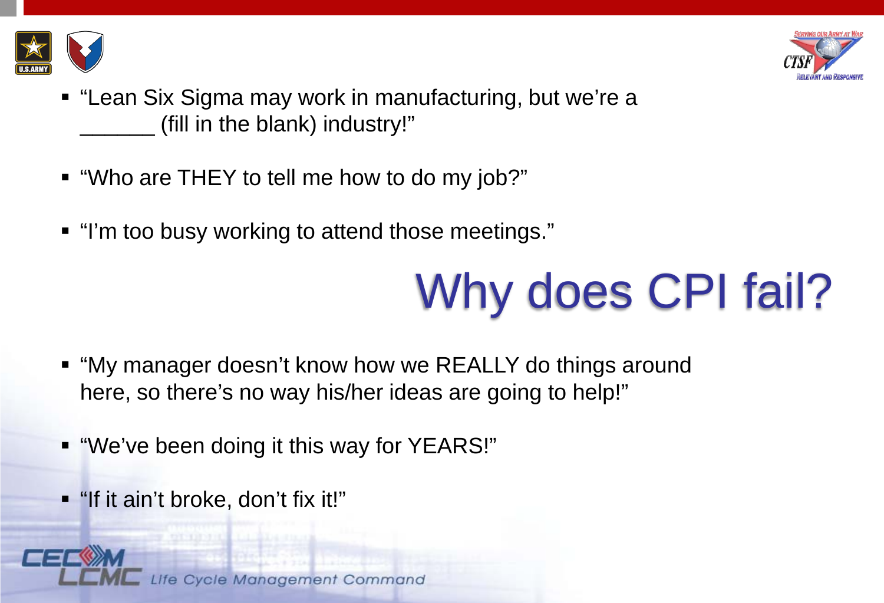- "Lean Six Sigma may work in manufacturing, but we're a ______ (fill in the blank) industry!"

- "Who are THEY to tell me how to do my job?"

- "I'm too busy working to attend those meetings."

# Why does CPI fail?

- "My manager doesn't know how we REALLY do things around here, so there's no way his/her ideas are going to help!"

- "We've been doing it this way for YEARS!"

- "If it ain't broke, don't fix it!"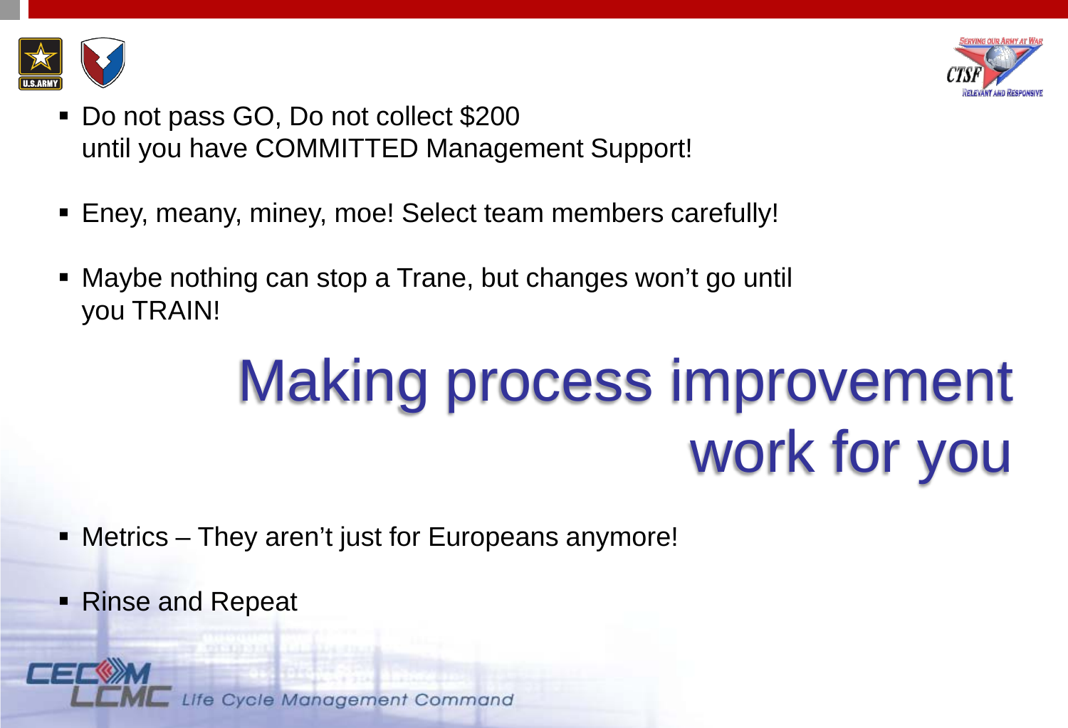- Do not pass GO, Do not collect $200
  until you have COMMITTED Management Support!

- Eney, meany, miney, moe! Select team members carefully!

- Maybe nothing can stop a Trane, but changes won't go until you TRAIN!

# Making process improvement work for you

- Metrics – They aren't just for Europeans anymore!

- Rinse and Repeat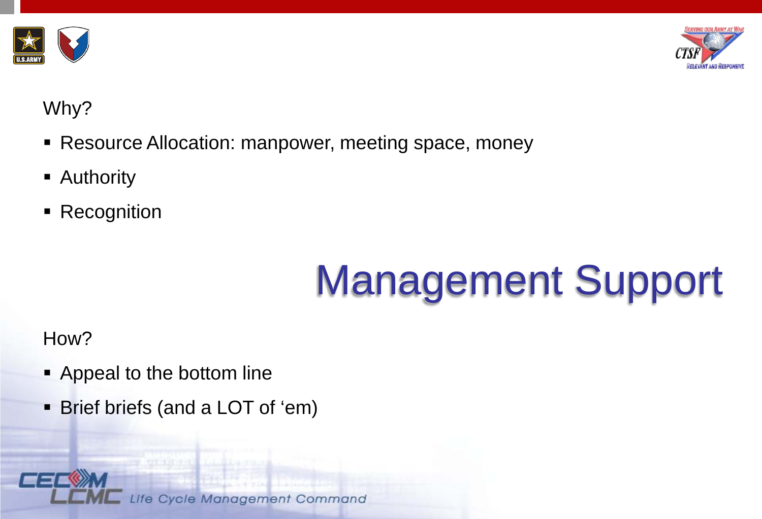Why?

- Resource Allocation: manpower, meeting space, money
- Authority
- Recognition

# Management Support

How?

- Appeal to the bottom line
- Brief briefs (and a LOT of 'em)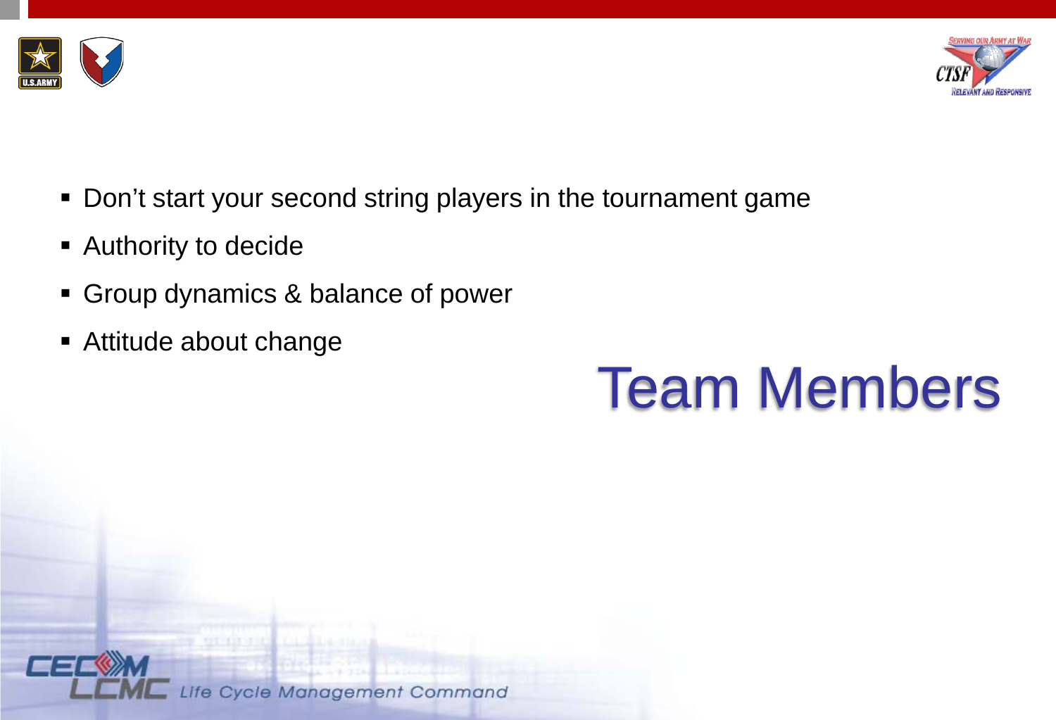# Team Members

- Don’t start your second string players in the tournament game
- Authority to decide
- Group dynamics & balance of power
- Attitude about change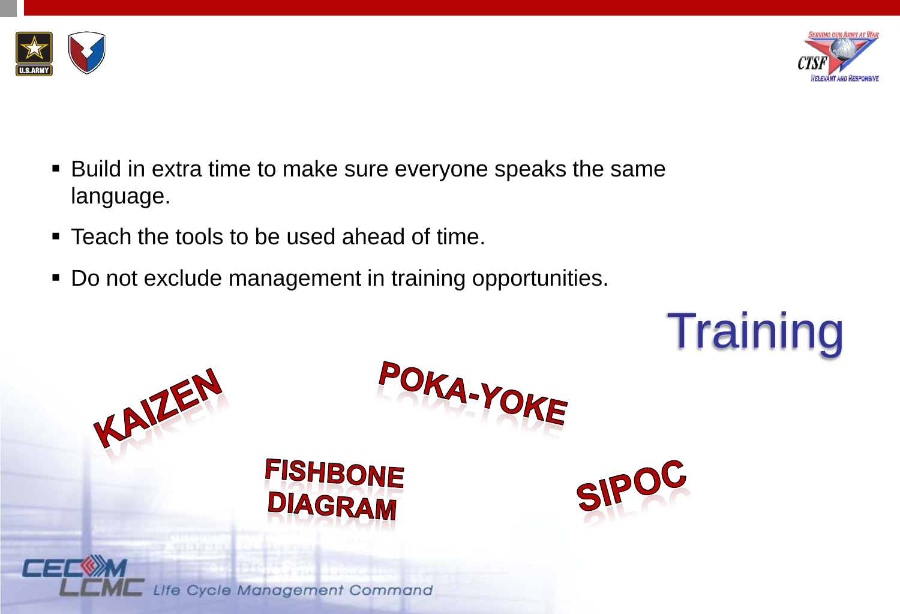# Training

- Build in extra time to make sure everyone speaks the same language.
- Teach the tools to be used ahead of time.
- Do not exclude management in training opportunities.

KAIZEN

POKA-YOKE

FISHBONE DIAGRAM

SIPOC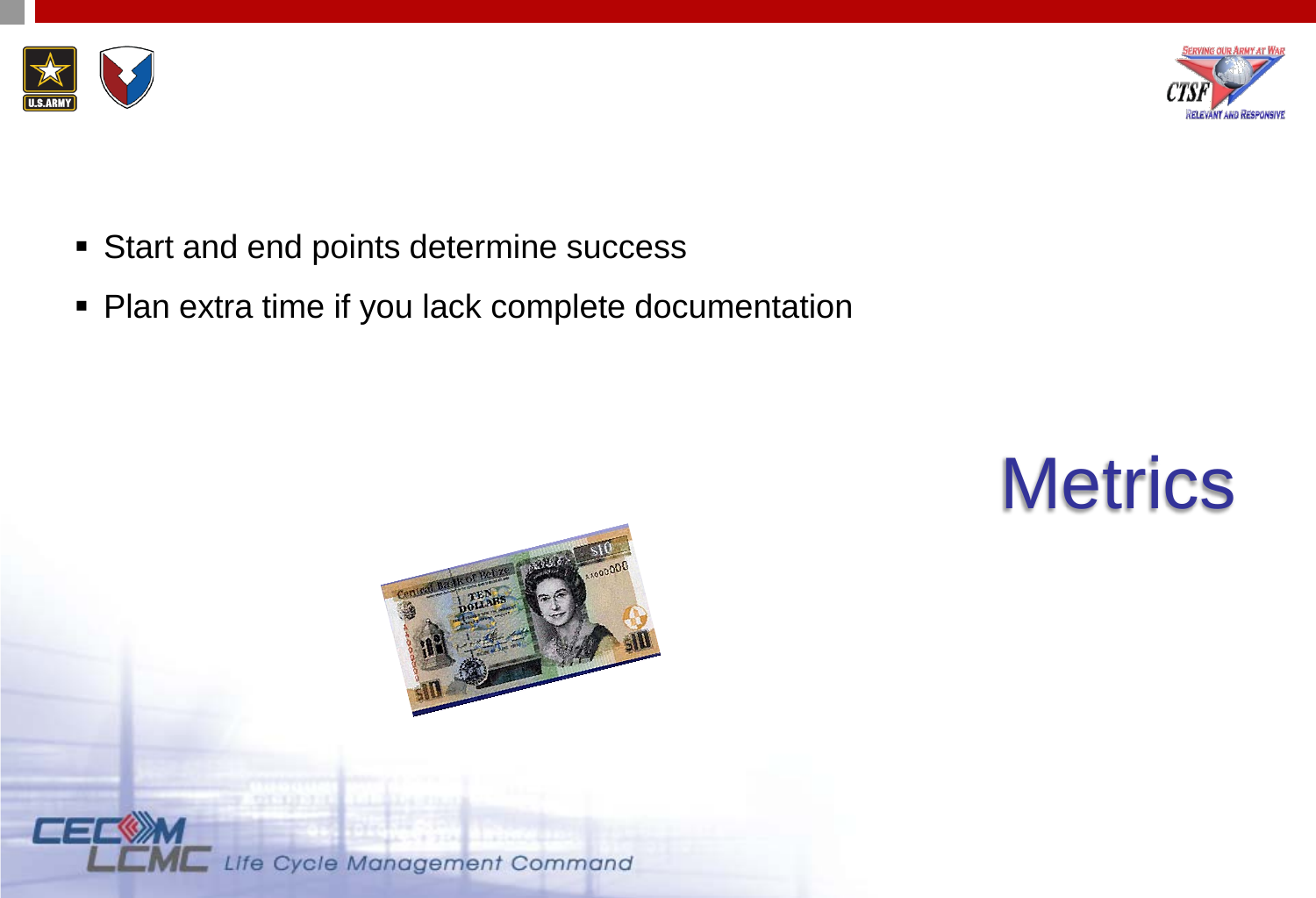- Start and end points determine success
- Plan extra time if you lack complete documentation

# Metrics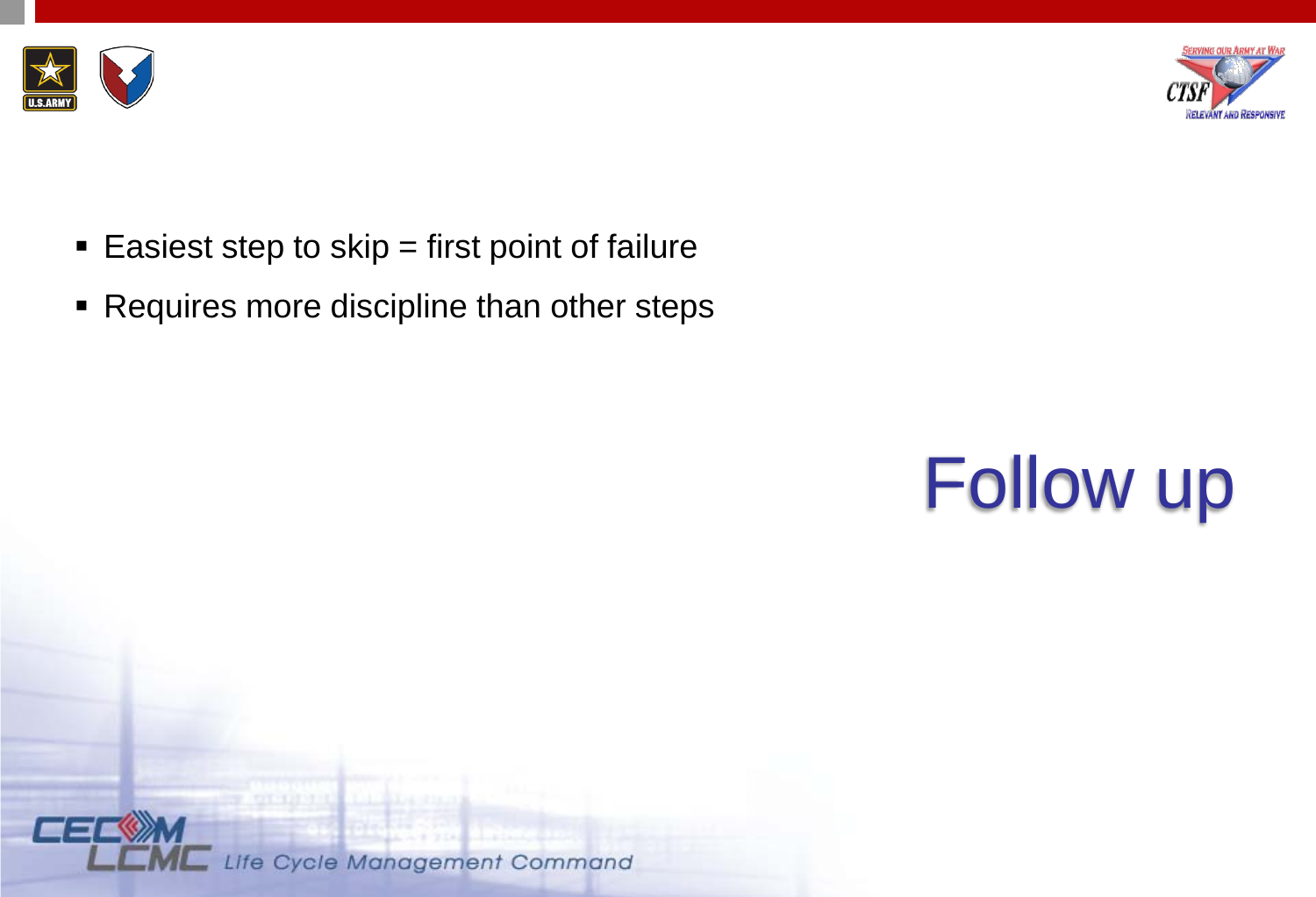- Easiest step to skip = first point of failure
- Requires more discipline than other steps

# Follow up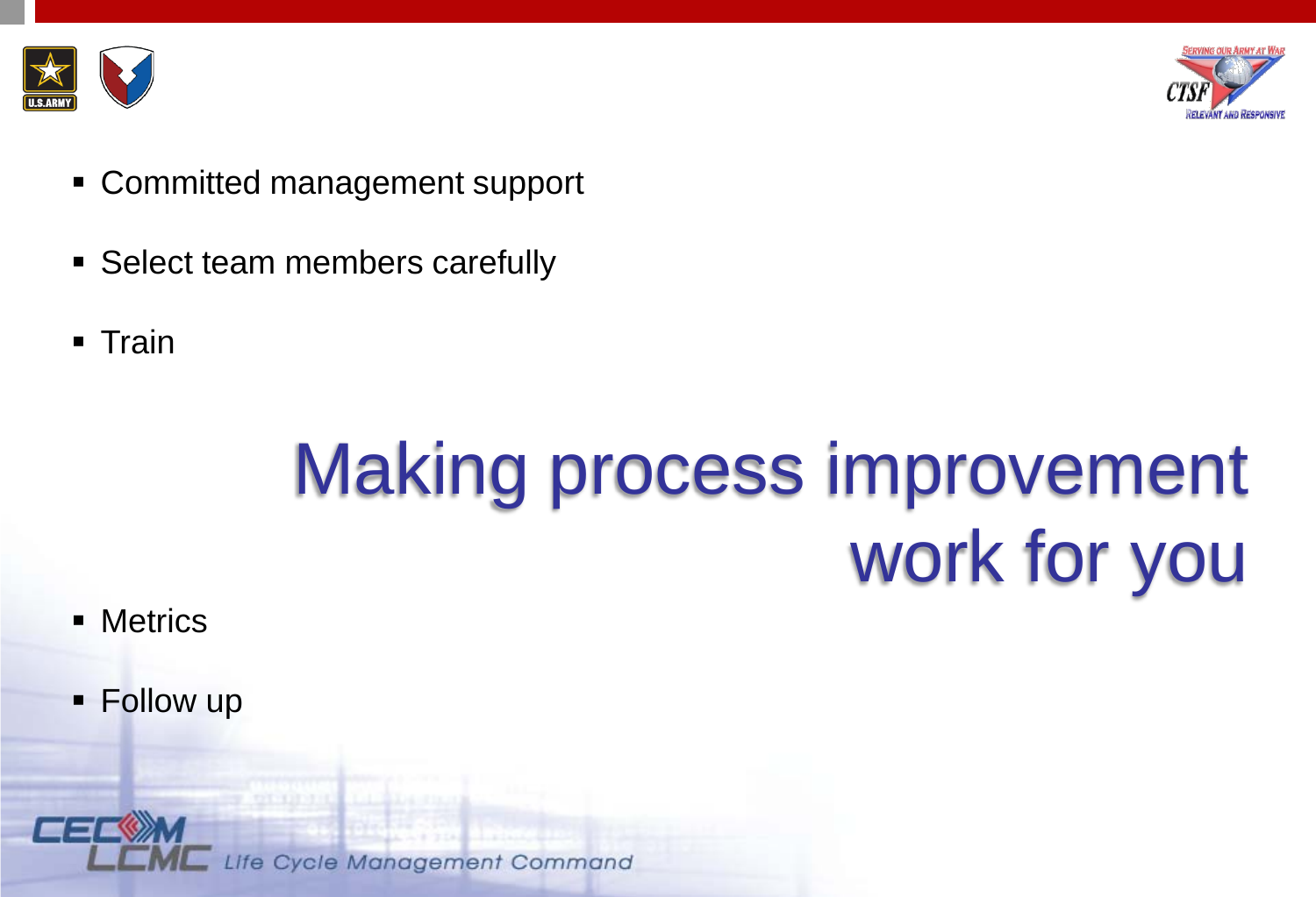- Committed management support
- Select team members carefully
- Train

# Making process improvement work for you

- Metrics
- Follow up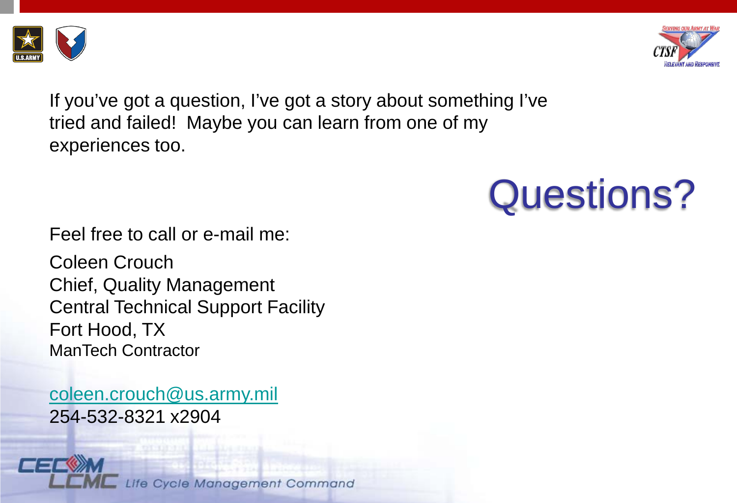If you've got a question, I've got a story about something I've tried and failed! Maybe you can learn from one of my experiences too.

# Questions?

Feel free to call or e-mail me:

Coleen Crouch
Chief, Quality Management
Central Technical Support Facility
Fort Hood, TX
ManTech Contractor

coleen.crouch@us.army.mil
254-532-8321 x2904